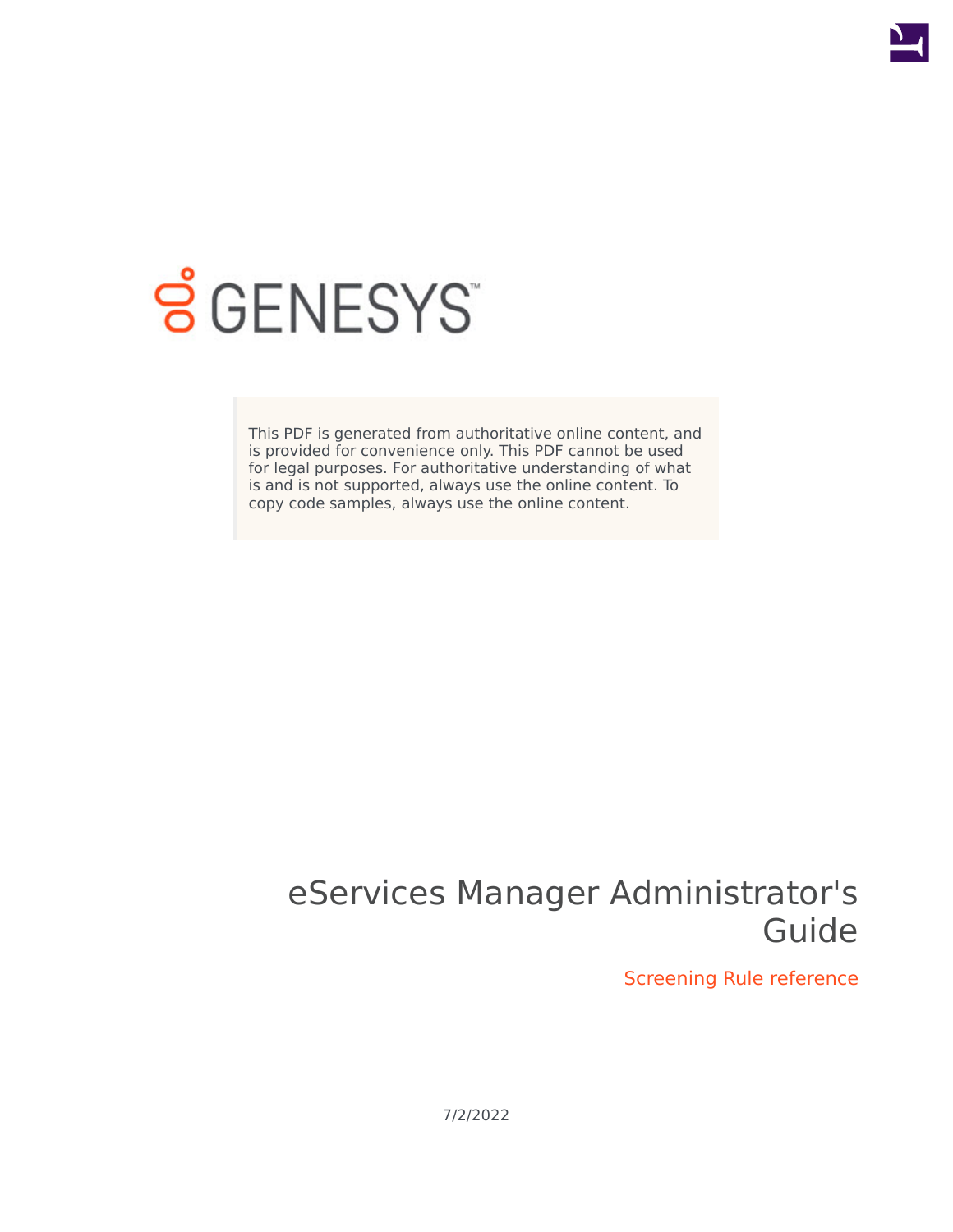GENESYS

This PDF is generated from authoritative online content, and is provided for convenience only. This PDF cannot be used for legal purposes. For authoritative understanding of what is and is not supported, always use the online content. To copy code samples, always use the online content.

# eServices Manager Administrator's Guide

## Screening Rule reference

7/2/2022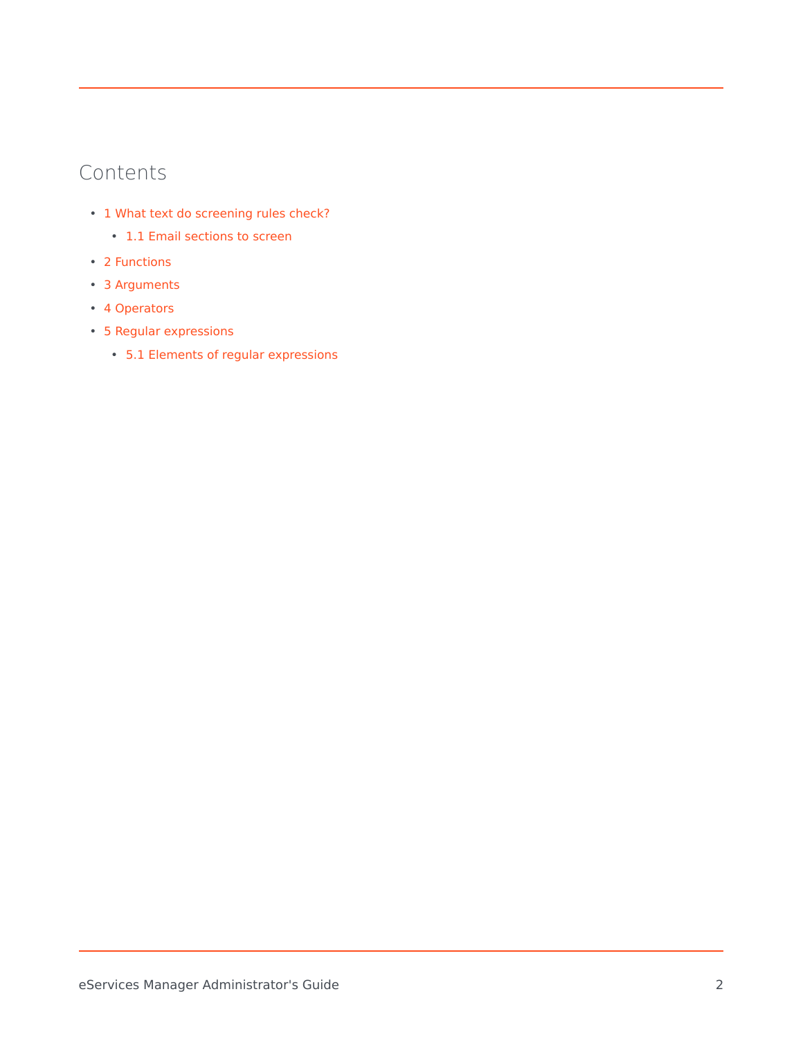# Contents

- 1 What text do screening rules check?
  - 1.1 Email sections to screen
- 2 Functions
- 3 Arguments
- 4 Operators
- 5 Regular expressions
  - 5.1 Elements of regular expressions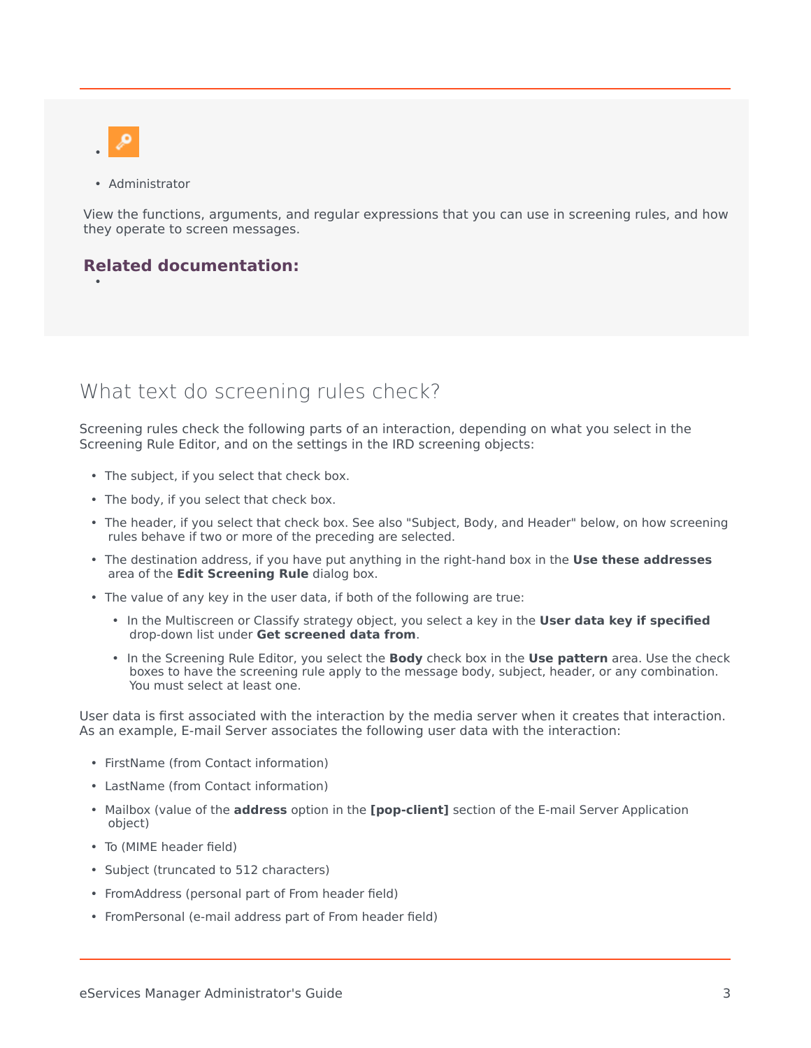- 
- Administrator

View the functions, arguments, and regular expressions that you can use in screening rules, and how they operate to screen messages.

**Related documentation:**

- 

## What text do screening rules check?

Screening rules check the following parts of an interaction, depending on what you select in the Screening Rule Editor, and on the settings in the IRD screening objects:

- The subject, if you select that check box.
- The body, if you select that check box.
- The header, if you select that check box. See also "Subject, Body, and Header" below, on how screening rules behave if two or more of the preceding are selected.
- The destination address, if you have put anything in the right-hand box in the **Use these addresses** area of the **Edit Screening Rule** dialog box.
- The value of any key in the user data, if both of the following are true:
    - In the Multiscreen or Classify strategy object, you select a key in the **User data key if specified** drop-down list under **Get screened data from**.
    - In the Screening Rule Editor, you select the **Body** check box in the **Use pattern** area. Use the check boxes to have the screening rule apply to the message body, subject, header, or any combination. You must select at least one.

User data is first associated with the interaction by the media server when it creates that interaction. As an example, E-mail Server associates the following user data with the interaction:

- FirstName (from Contact information)
- LastName (from Contact information)
- Mailbox (value of the **address** option in the **[pop-client]** section of the E-mail Server Application object)
- To (MIME header field)
- Subject (truncated to 512 characters)
- FromAddress (personal part of From header field)
- FromPersonal (e-mail address part of From header field)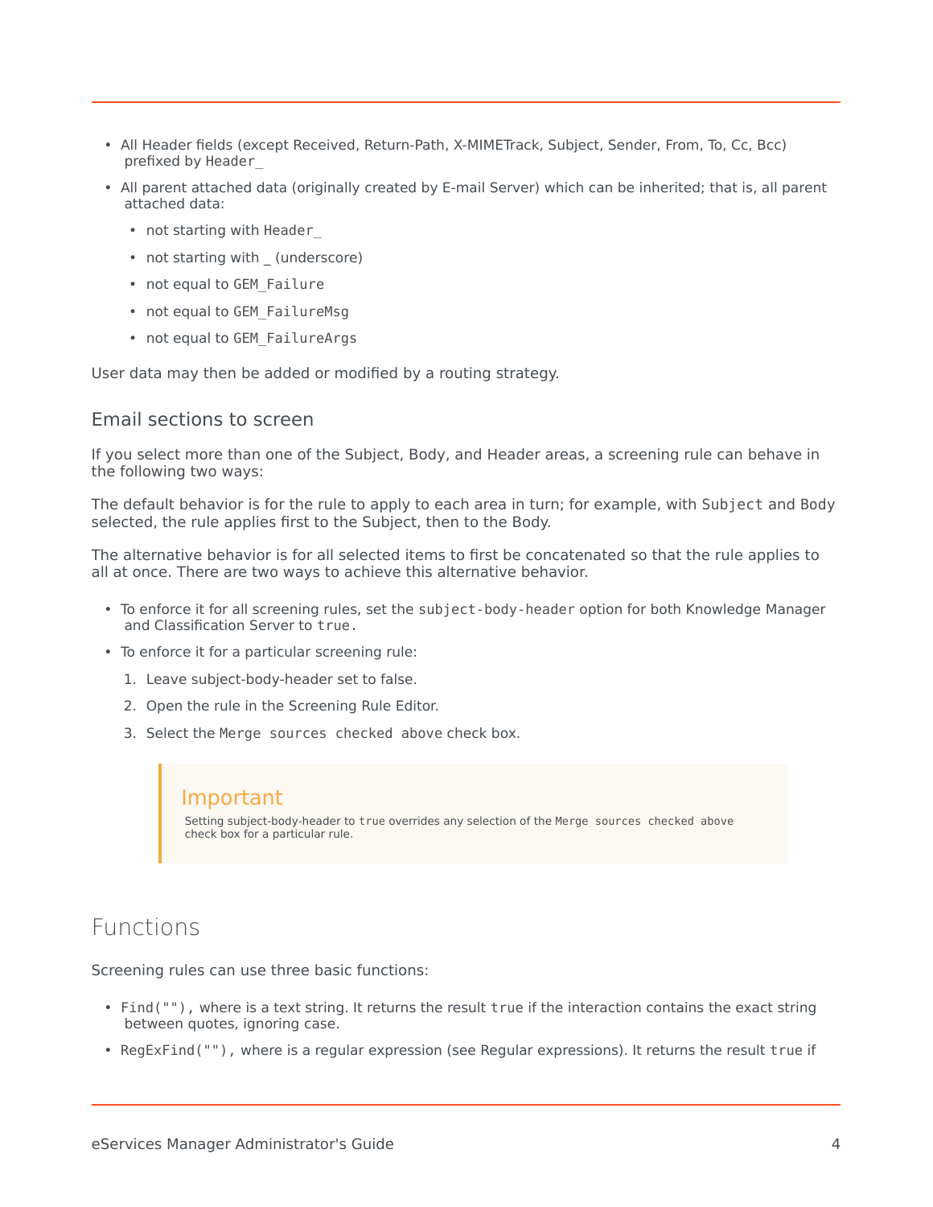- All Header fields (except Received, Return-Path, X-MIMETrack, Subject, Sender, From, To, Cc, Bcc) prefixed by `Header_`
- All parent attached data (originally created by E-mail Server) which can be inherited; that is, all parent attached data:
  - not starting with `Header_`
  - not starting with _ (underscore)
  - not equal to `GEM_Failure`
  - not equal to `GEM_FailureMsg`
  - not equal to `GEM_FailureArgs`

User data may then be added or modified by a routing strategy.

### Email sections to screen

If you select more than one of the Subject, Body, and Header areas, a screening rule can behave in the following two ways:

The default behavior is for the rule to apply to each area in turn; for example, with `Subject` and `Body` selected, the rule applies first to the Subject, then to the Body.

The alternative behavior is for all selected items to first be concatenated so that the rule applies to all at once. There are two ways to achieve this alternative behavior.

- To enforce it for all screening rules, set the `subject-body-header` option for both Knowledge Manager and Classification Server to `true`.
- To enforce it for a particular screening rule:
  1. Leave subject-body-header set to false.
  2. Open the rule in the Screening Rule Editor.
  3. Select the `Merge sources checked above` check box.

> **Important**
>
> Setting subject-body-header to `true` overrides any selection of the `Merge sources checked above` check box for a particular rule.

## Functions

Screening rules can use three basic functions:

- `Find("")`, where is a text string. It returns the result `true` if the interaction contains the exact string between quotes, ignoring case.
- `RegExFind("")`, where is a regular expression (see Regular expressions). It returns the result `true` if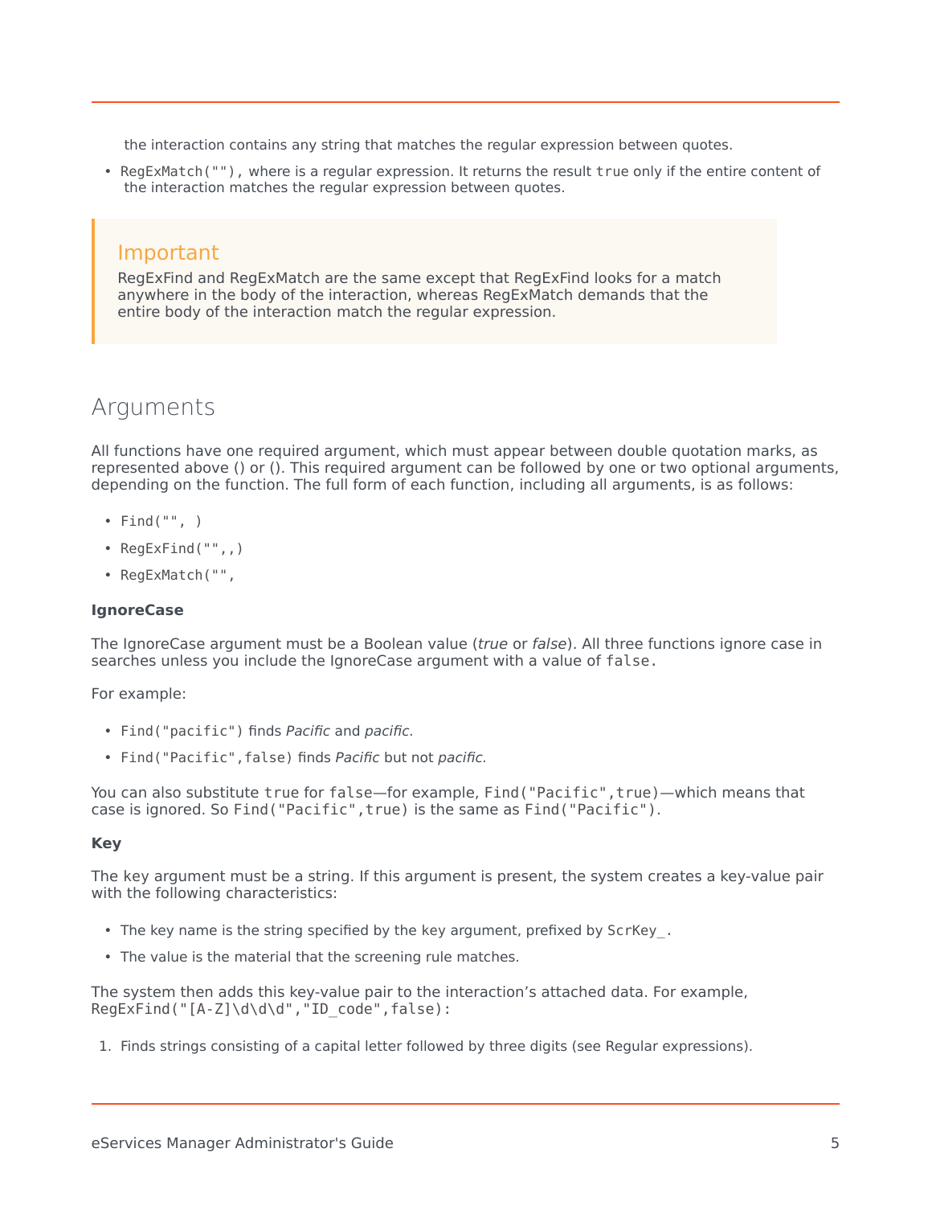the interaction contains any string that matches the regular expression between quotes.

- `RegExMatch("")`, where is a regular expression. It returns the result `true` only if the entire content of the interaction matches the regular expression between quotes.

> **Important**
>
> RegExFind and RegExMatch are the same except that RegExFind looks for a match anywhere in the body of the interaction, whereas RegExMatch demands that the entire body of the interaction match the regular expression.

## Arguments

All functions have one required argument, which must appear between double quotation marks, as represented above () or (). This required argument can be followed by one or two optional arguments, depending on the function. The full form of each function, including all arguments, is as follows:

- `Find("", )`
- `RegExFind("",,)`
- `RegExMatch("",`

**IgnoreCase**

The IgnoreCase argument must be a Boolean value (*true* or *false*). All three functions ignore case in searches unless you include the IgnoreCase argument with a value of `false`.

For example:

- `Find("pacific")` finds *Pacific* and *pacific.*
- `Find("Pacific",false)` finds *Pacific* but not *pacific.*

You can also substitute `true` for `false`—for example, `Find("Pacific",true)`—which means that case is ignored. So `Find("Pacific",true)` is the same as `Find("Pacific")`.

**Key**

The key argument must be a string. If this argument is present, the system creates a key-value pair with the following characteristics:

- The key name is the string specified by the key argument, prefixed by `ScrKey_`.
- The value is the material that the screening rule matches.

The system then adds this key-value pair to the interaction's attached data. For example, `RegExFind("[A-Z]\d\d\d","ID_code",false)`:

1. Finds strings consisting of a capital letter followed by three digits (see Regular expressions).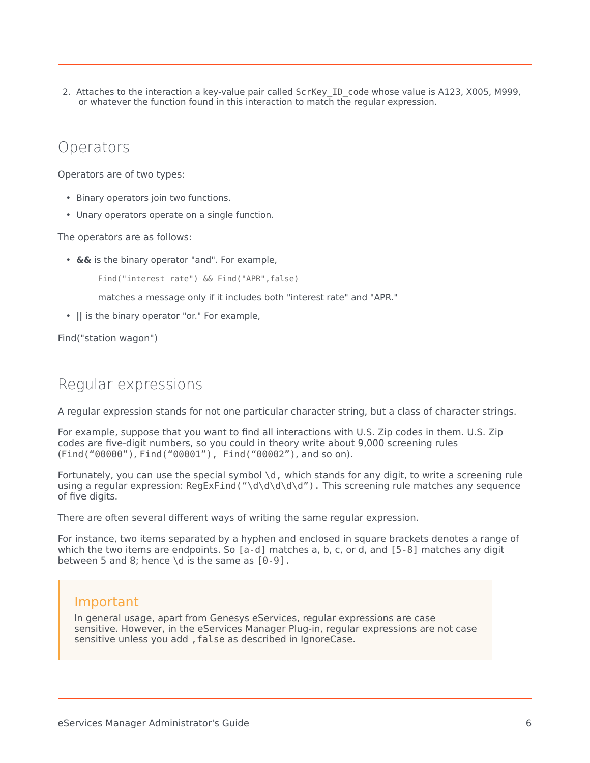2. Attaches to the interaction a key-value pair called `ScrKey_ID_code` whose value is A123, X005, M999, or whatever the function found in this interaction to match the regular expression.

## Operators

Operators are of two types:

- Binary operators join two functions.
- Unary operators operate on a single function.

The operators are as follows:

- **&&** is the binary operator "and". For example,

  ```
  Find("interest rate") && Find("APR",false)
  ```

  matches a message only if it includes both "interest rate" and "APR."

- **||** is the binary operator "or." For example,

Find("station wagon")

## Regular expressions

A regular expression stands for not one particular character string, but a class of character strings.

For example, suppose that you want to find all interactions with U.S. Zip codes in them. U.S. Zip codes are five-digit numbers, so you could in theory write about 9,000 screening rules (`Find("00000")`, `Find("00001")`, `Find("00002")`, and so on).

Fortunately, you can use the special symbol `\d`, which stands for any digit, to write a screening rule using a regular expression: RegExFind`("\d\d\d\d\d")`. This screening rule matches any sequence of five digits.

There are often several different ways of writing the same regular expression.

For instance, two items separated by a hyphen and enclosed in square brackets denotes a range of which the two items are endpoints. So `[a-d]` matches a, b, c, or d, and `[5-8]` matches any digit between 5 and 8; hence `\d` is the same as `[0-9]`.

> **Important**
>
> In general usage, apart from Genesys eServices, regular expressions are case sensitive. However, in the eServices Manager Plug-in, regular expressions are not case sensitive unless you add `,false` as described in IgnoreCase.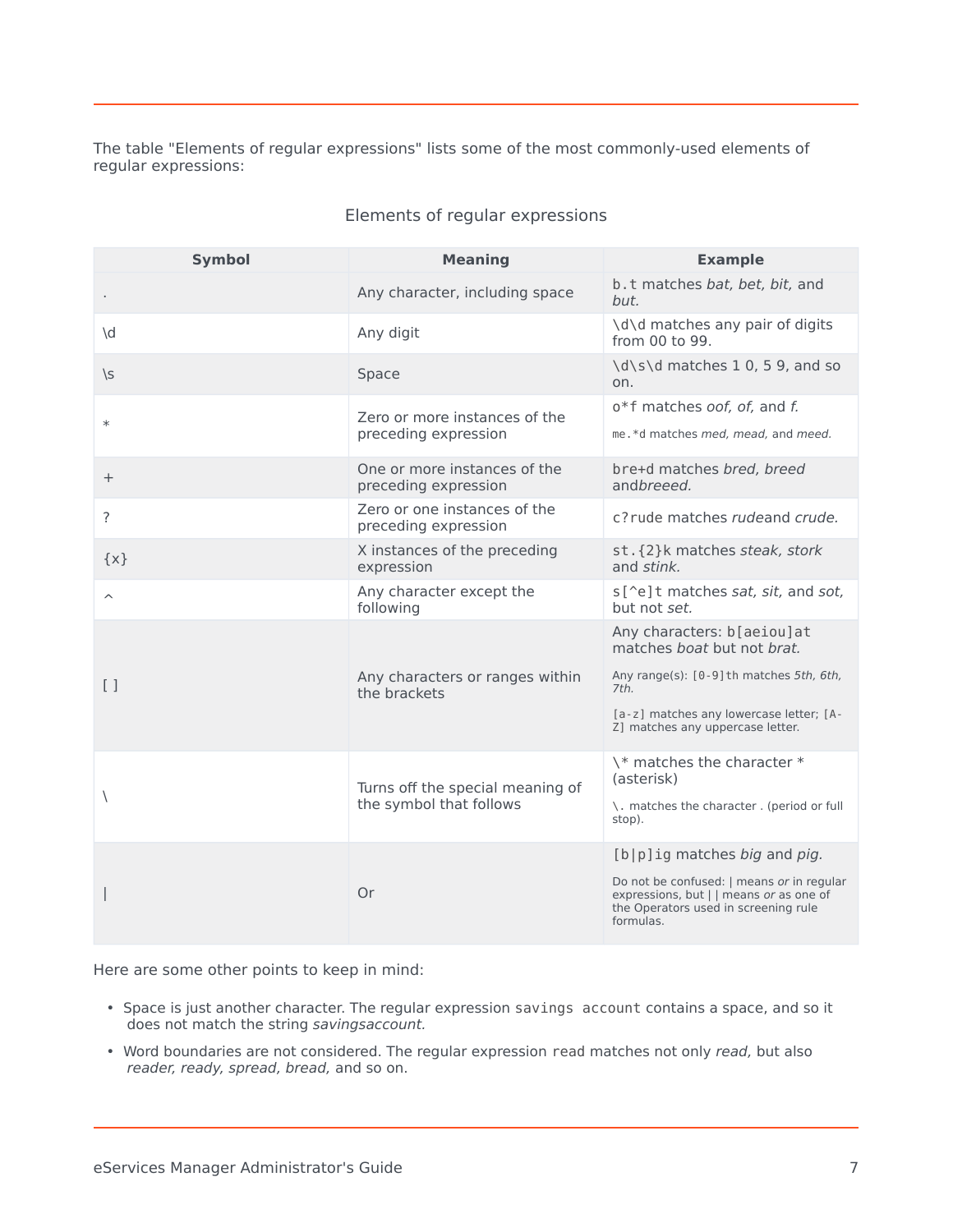The table "Elements of regular expressions" lists some of the most commonly-used elements of regular expressions:

Elements of regular expressions

| Symbol | Meaning | Example |
|---|---|---|
| . | Any character, including space | `b.t` matches *bat, bet, bit,* and *but.* |
| \d | Any digit | `\d\d` matches any pair of digits from 00 to 99. |
| \s | Space | `\d\s\d` matches 1 0, 5 9, and so on. |
| * | Zero or more instances of the preceding expression | `o*f` matches *oof, of,* and *f.*<br>`me.*d` matches *med, mead,* and *meed.* |
| + | One or more instances of the preceding expression | `bre+d` matches *bred, breed* and*breeed.* |
| ? | Zero or one instances of the preceding expression | `c?rude` matches *rude*and *crude.* |
| {x} | X instances of the preceding expression | `st.{2}k` matches *steak, stork* and *stink.* |
| ^ | Any character except the following | `s[^e]t` matches *sat, sit,* and *sot,* but not *set.* |
| [ ] | Any characters or ranges within the brackets | Any characters: `b[aeiou]at` matches *boat* but not *brat.*<br>Any range(s): `[0-9]th` matches *5th, 6th, 7th.*<br>`[a-z]` matches any lowercase letter; `[A-Z]` matches any uppercase letter. |
| \ | Turns off the special meaning of the symbol that follows | `\*` matches the character * (asterisk)<br>`\.` matches the character . (period or full stop). |
| \| | Or | `[b|p]ig` matches *big* and *pig.*<br>Do not be confused: \| means *or* in regular expressions, but \| \| means *or* as one of the Operators used in screening rule formulas. |

Here are some other points to keep in mind:

- Space is just another character. The regular expression `savings account` contains a space, and so it does not match the string *savingsaccount.*
- Word boundaries are not considered. The regular expression `read` matches not only *read,* but also *reader, ready, spread, bread,* and so on.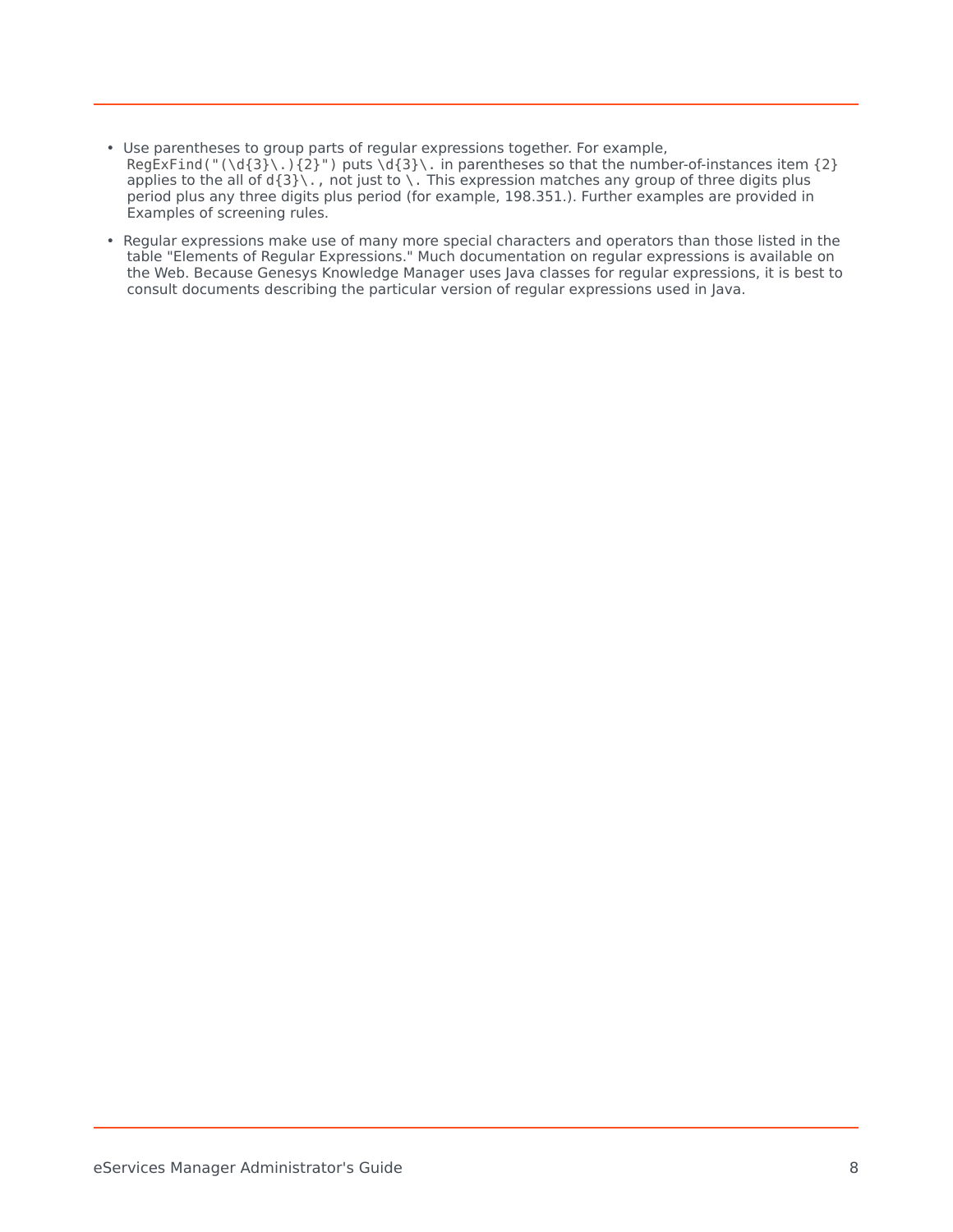- Use parentheses to group parts of regular expressions together. For example, `RegExFind("(\d{3}\.){2}")` puts `\d{3}\.` in parentheses so that the number-of-instances item `{2}` applies to the all of `d{3}\.`, not just to `\.` This expression matches any group of three digits plus period plus any three digits plus period (for example, 198.351.). Further examples are provided in Examples of screening rules.
- Regular expressions make use of many more special characters and operators than those listed in the table "Elements of Regular Expressions." Much documentation on regular expressions is available on the Web. Because Genesys Knowledge Manager uses Java classes for regular expressions, it is best to consult documents describing the particular version of regular expressions used in Java.